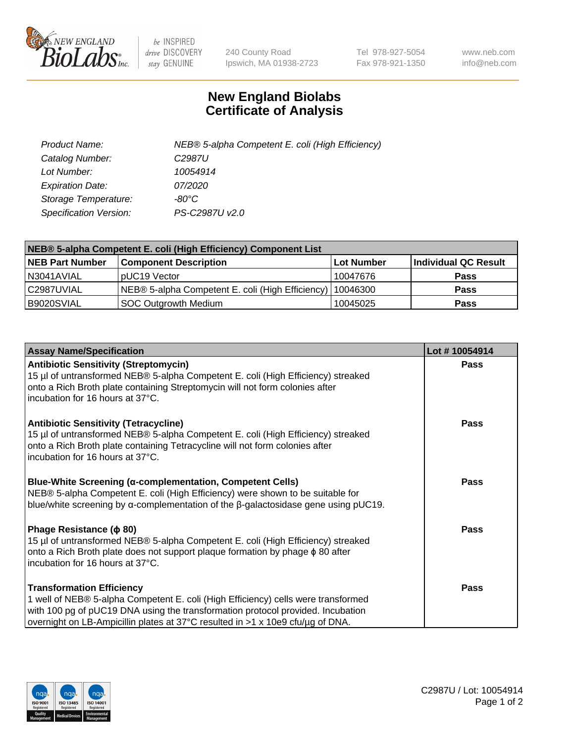New England BioLabs Inc. — be INSPIRED drive DISCOVERY stay GENUINE

240 County Road
Ipswich, MA 01938-2723

Tel 978-927-5054
Fax 978-921-1350

www.neb.com
info@neb.com

# New England Biolabs
# Certificate of Analysis

| | |
|---|---|
| *Product Name:* | *NEB® 5-alpha Competent E. coli (High Efficiency)* |
| *Catalog Number:* | *C2987U* |
| *Lot Number:* | *10054914* |
| *Expiration Date:* | *07/2020* |
| *Storage Temperature:* | *-80°C* |
| *Specification Version:* | *PS-C2987U v2.0* |

| **NEB® 5-alpha Competent E. coli (High Efficiency) Component List** | | | |
|---|---|---|---|
| **NEB Part Number** | **Component Description** | **Lot Number** | **Individual QC Result** |
| N3041AVIAL | pUC19 Vector | 10047676 | **Pass** |
| C2987UVIAL | NEB® 5-alpha Competent E. coli (High Efficiency) | 10046300 | **Pass** |
| B9020SVIAL | SOC Outgrowth Medium | 10045025 | **Pass** |

| **Assay Name/Specification** | **Lot # 10054914** |
|---|---|
| **Antibiotic Sensitivity (Streptomycin)**<br>15 µl of untransformed NEB® 5-alpha Competent E. coli (High Efficiency) streaked onto a Rich Broth plate containing Streptomycin will not form colonies after incubation for 16 hours at 37°C. | **Pass** |
| **Antibiotic Sensitivity (Tetracycline)**<br>15 µl of untransformed NEB® 5-alpha Competent E. coli (High Efficiency) streaked onto a Rich Broth plate containing Tetracycline will not form colonies after incubation for 16 hours at 37°C. | **Pass** |
| **Blue-White Screening (α-complementation, Competent Cells)**<br>NEB® 5-alpha Competent E. coli (High Efficiency) were shown to be suitable for blue/white screening by α-complementation of the β-galactosidase gene using pUC19. | **Pass** |
| **Phage Resistance (ϕ 80)**<br>15 µl of untransformed NEB® 5-alpha Competent E. coli (High Efficiency) streaked onto a Rich Broth plate does not support plaque formation by phage ϕ 80 after incubation for 16 hours at 37°C. | **Pass** |
| **Transformation Efficiency**<br>1 well of NEB® 5-alpha Competent E. coli (High Efficiency) cells were transformed with 100 pg of pUC19 DNA using the transformation protocol provided. Incubation overnight on LB-Ampicillin plates at 37°C resulted in >1 x 10e9 cfu/µg of DNA. | **Pass** |

ISO 9001 Registered Quality Management · ISO 13485 Registered Medical Devices · ISO 14001 Registered Environmental Management

C2987U / Lot: 10054914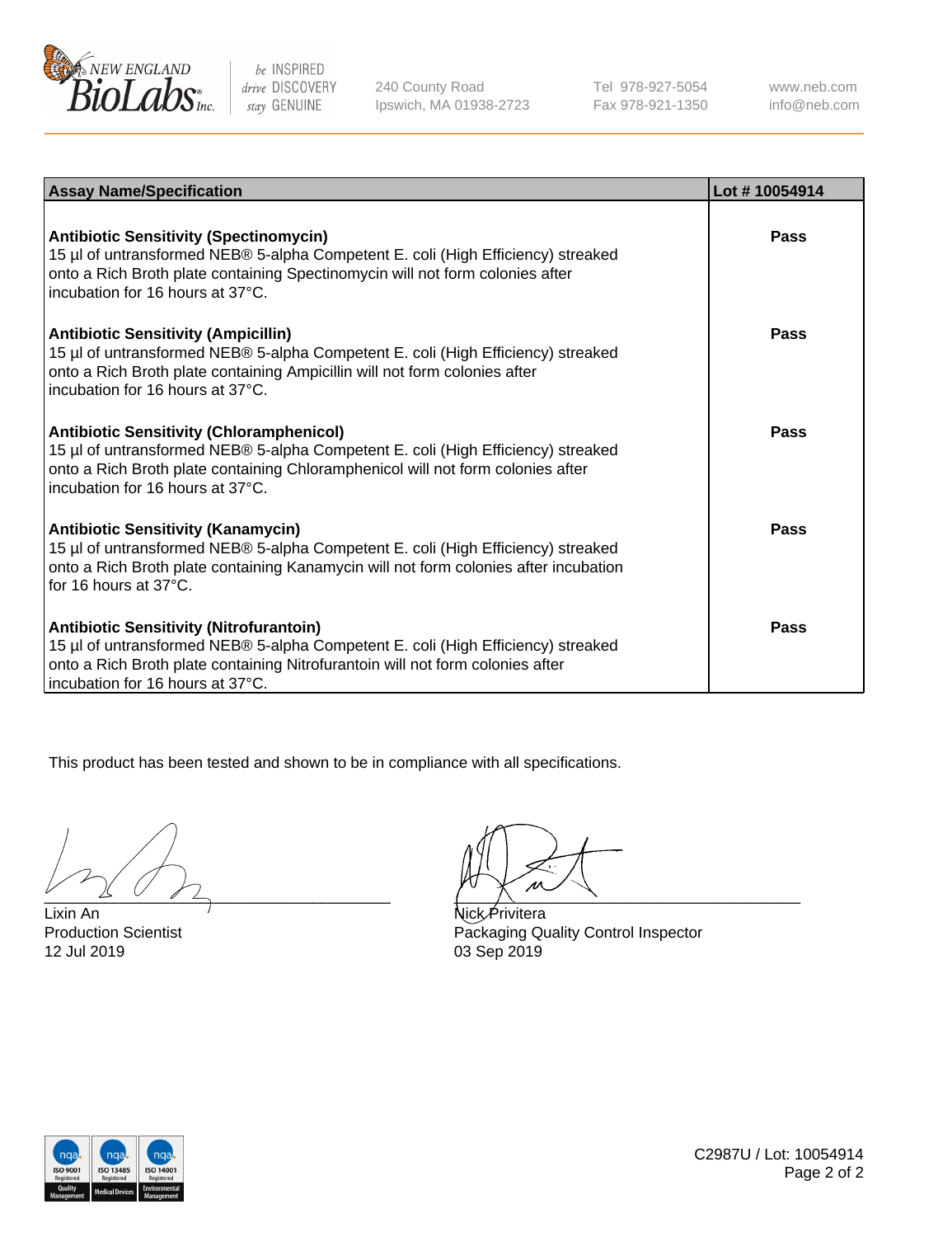NEW ENGLAND BioLabs Inc. | be INSPIRED drive DISCOVERY stay GENUINE | 240 County Road Ipswich, MA 01938-2723 | Tel 978-927-5054 Fax 978-921-1350 | www.neb.com info@neb.com

| Assay Name/Specification | Lot # 10054914 |
| --- | --- |
| **Antibiotic Sensitivity (Spectinomycin)** 15 µl of untransformed NEB® 5-alpha Competent E. coli (High Efficiency) streaked onto a Rich Broth plate containing Spectinomycin will not form colonies after incubation for 16 hours at 37°C. | **Pass** |
| **Antibiotic Sensitivity (Ampicillin)** 15 µl of untransformed NEB® 5-alpha Competent E. coli (High Efficiency) streaked onto a Rich Broth plate containing Ampicillin will not form colonies after incubation for 16 hours at 37°C. | **Pass** |
| **Antibiotic Sensitivity (Chloramphenicol)** 15 µl of untransformed NEB® 5-alpha Competent E. coli (High Efficiency) streaked onto a Rich Broth plate containing Chloramphenicol will not form colonies after incubation for 16 hours at 37°C. | **Pass** |
| **Antibiotic Sensitivity (Kanamycin)** 15 µl of untransformed NEB® 5-alpha Competent E. coli (High Efficiency) streaked onto a Rich Broth plate containing Kanamycin will not form colonies after incubation for 16 hours at 37°C. | **Pass** |
| **Antibiotic Sensitivity (Nitrofurantoin)** 15 µl of untransformed NEB® 5-alpha Competent E. coli (High Efficiency) streaked onto a Rich Broth plate containing Nitrofurantoin will not form colonies after incubation for 16 hours at 37°C. | **Pass** |

This product has been tested and shown to be in compliance with all specifications.

Lixin An
Production Scientist
12 Jul 2019

Nick Privitera
Packaging Quality Control Inspector
03 Sep 2019

C2987U / Lot: 10054914